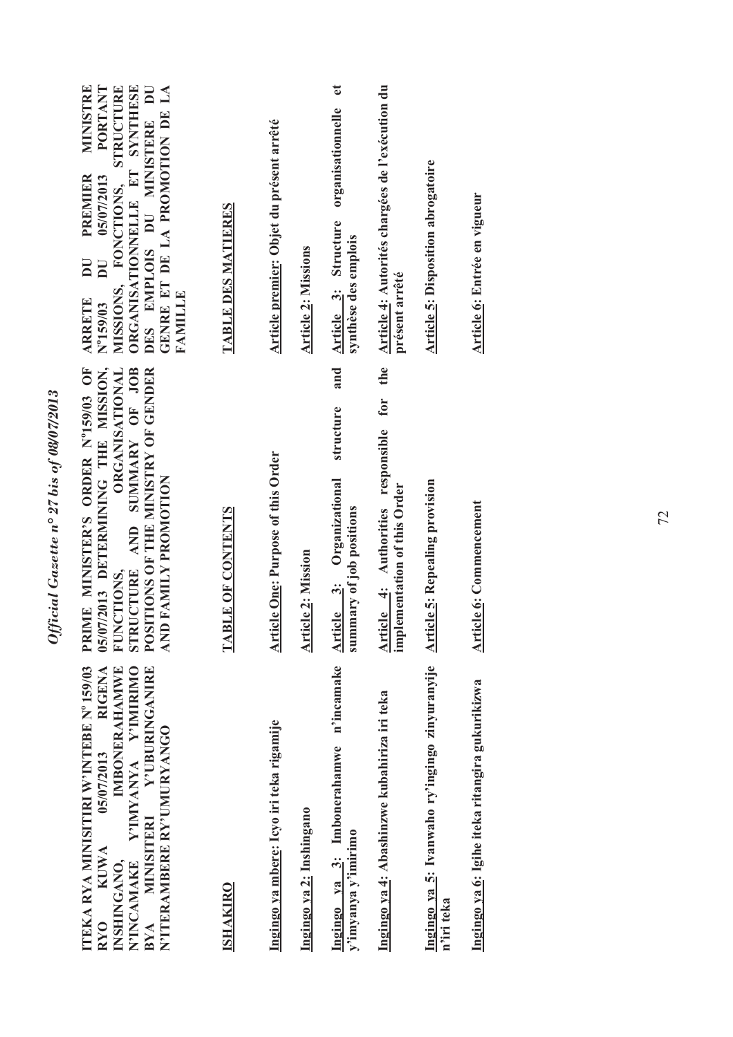**ITEKA RYA MINISITIRI W'INTEBE N° 159/03 RYO KUWA 05/07/2013 RIGENA INSHINGANO, IMBONERAHAMWE N'INCAMAKE Y'IMYANYA Y'IMIRIMO BYA MINISITERI Y'UBURINGANIRE N'ITERAMBERE RY'UMURYANGO**

**ISHAKIRO**

**Ingingo ya mbere: Icyo iri teka rigamije**

**Ingingo ya 2: Inshingano**

**Ingingo ya 3: Imbonerahamwe n'incamake y'imyanya y'imirimo**

**Ingingo ya 4: Abashinzwe kubahiriza iri teka**

**Ingingo ya 5: Ivanwaho ry'ingingo zinyuranyije n'iri teka**

**Ingingo ya 6: Igihe iteka ritangira gukurikizwa**

**PRIME MINISTER'S ORDER N°159/03 OF 05/07/2013 DETERMINING THE MISSION, FUNCTIONS, ORGANISATIONAL STRUCTURE AND SUMMARY OF JOB POSITIONS OF THE MINISTRY OF GENDER AND FAMILY PROMOTION**

**TABLE OF CONTENTS**

**Article One: Purpose of this Order**

**Article 2: Mission**

**Article 3: Organizational structure and summary of job positions**

**Article 4: Authorities responsible for the implementation of this Order**

**Article 5: Repealing provision**

**Article 6: Commencement**

**ARRETE DU PREMIER MINISTRE N°159/03 DU 05/07/2013 PORTANT MISSIONS, FONCTIONS, STRUCTURE ORGANISATIONNELLE ET SYNTHESE DES EMPLOIS DU MINISTERE DU GENRE ET DE LA PROMOTION DE LA FAMILLE**

**TABLE DES MATIERES**

**Article premier: Objet du présent arrêté**

**Article 2: Missions**

**Article 3: Structure organisationnelle et synthèse des emplois**

**Article 4: Autorités chargées de l'exécution du présent arrêté**

**Article 5: Disposition abrogatoire**

**Article 6: Entrée en vigueur**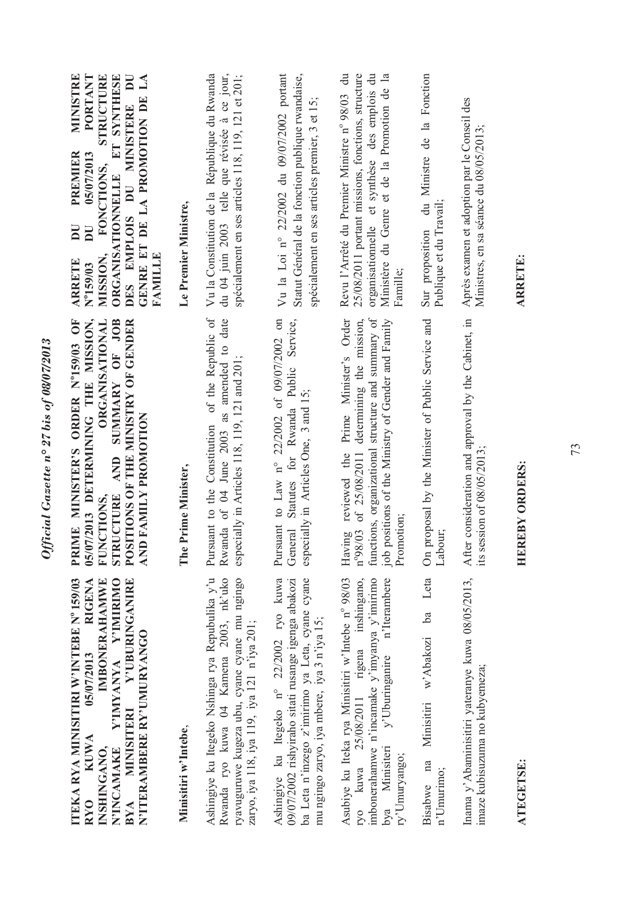**ITEKA RYA MINISITIRI W'INTEBE Nº 159/03 RYO KUWA 05/07/2013 RIGENA INSHINGANO, IMBONERAHAMWE N'INCAMAKE Y'IMYANYA Y'IMIRIMO BYA MINISITERI Y'UBURINGANIRE N'ITERAMBERE RY'UMURYANGO**

**Minisitiri w'Intebe**,

Ashingiye ku Itegeko Nshinga rya Repubulika y'u Rwanda ryo kuwa 04 Kamena 2003, nk'uko ryavuguruwe kugeza ubu, cyane cyane mu ngingo zaryo, iya 118, iya 119, iya 121 n'iya 201;

Ashingiye ku Itegeko n° 22/2002 ryo kuwa 09/07/2002 rishyiraho sitati rusange igenga abakozi ba Leta n'inzego z'imirimo ya Leta, cyane cyane mu ngingo zaryo, iya mbere, iya 3 n'iya 15;

Asubiye ku Iteka rya Minisitiri w'Intebe n° 98/03 ryo kuwa 25/08/2011 rigena inshingano, imbonerahamwe n'incamake y'imyanya y'imirimo bya Minisiteri y'Uburinganire n'Iterambere ry'Umuryango;

Bisabwe na Minisitiri w'Abakozi ba Leta n'Umurimo;

Inama y'Abaminisitiri yateranye kuwa 08/05/2013, imaze kubisuzuma no kubyemeza;

**ATEGETSE:**

**PRIME MINISTER'S ORDER Nº159/03 OF 05/07/2013 DETERMINING THE MISSION, FUNCTIONS, ORGANISATIONAL STRUCTURE AND SUMMARY OF JOB POSITIONS OF THE MINISTRY OF GENDER AND FAMILY PROMOTION**

**The Prime Minister,**

Pursuant to the Constitution of the Republic of Rwanda of 04 June 2003 as amended to date especially in Articles 118, 119, 121 and 201;

Pursuant to Law n° 22/2002 of 09/07/2002 on General Statutes for Rwanda Public Service, especially in Articles One, 3 and 15;

Having reviewed the Prime Minister's Order nº98/03 of 25/08/2011 determining the mission, functions, organizational structure and summary of job positions of the Ministry of Gender and Family Promotion;

On proposal by the Minister of Public Service and Labour;

After consideration and approval by the Cabinet, in its session of 08/05/2013;

**HEREBY ORDERS:**

**ARRETE DU PREMIER MINISTRE Nº159/03 DU 05/07/2013 PORTANT MISSION, FONCTIONS, STRUCTURE ORGANISATIONNELLE ET SYNTHESE DES EMPLOIS DU MINISTERE DU GENRE ET DE LA PROMOTION DE LA FAMILLE**

**Le Premier Ministre,**

Vu la Constitution de la République du Rwanda du 04 juin 2003 telle que révisée à ce jour, spécialement en ses articles 118, 119, 121 et 201;

Vu la Loi n° 22/2002 du 09/07/2002 portant Statut Général de la fonction publique rwandaise, spécialement en ses articles premier, 3 et 15;

Revu l'Arrêté du Premier Ministre n° 98/03 du 25/08/2011 portant missions, fonctions, structure organisationnelle et synthèse des emplois du Ministère du Genre et de la Promotion de la Famille;

Sur proposition du Ministre de la Fonction Publique et du Travail;

Après examen et adoption par le Conseil des Ministres, en sa séance du 08/05/2013;

**ARRETE:**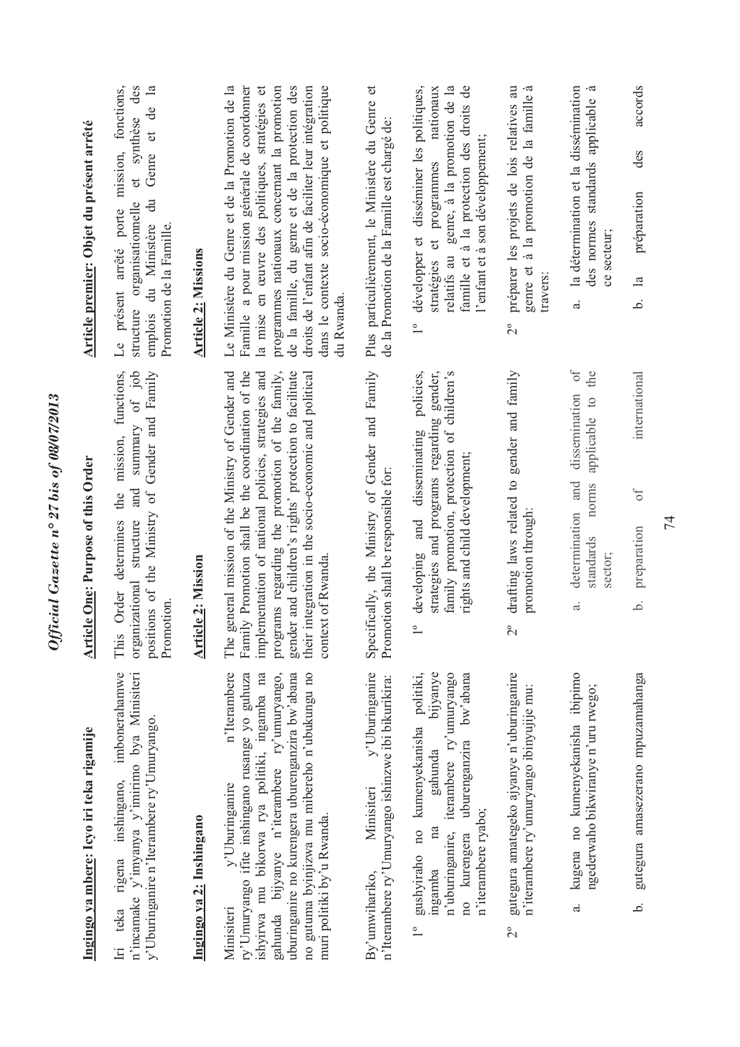**Ingingo ya mbere: Icyo iri teka rigamije**

Iri teka rigena inshingano, imbonerahamwe n'incamake y'imyanya y'imirimo bya Minisiteri y'Uburinganire n'Iterambere ry'Umuryango.

**Ingingo ya 2: Inshingano**

Minisiteri y'Uburinganire n'Iterambere ry'Umuryango ifite inshingano rusange yo guhuza ishyirwa mu bikorwa rya politiki, ingamba na gahunda bijyanye n'iterambere ry'umuryango, uburinganire no kurengera uburenganzira bw'abana no gutuma byinjizwa mu mibereho n'ubukungu no muri politiki by'u Rwanda.

By'umwihariko, Minisiteri y'Uburinganire n'Iterambere ry'Umuryango ishinzwe ibi bikurikira:

1° gushyiraho no kumenyekanisha politiki, ingamba na gahunda bijyanye n'uburinganire, iterambere ry'umuryango no kurengera uburenganzira bw'abana n'iterambere ryabo;

2° gutegura amategeko ajyanye n'uburinganire n'iterambere ry'umuryango ibinyujije mu:

a. kugena no kumenyekanisha ibipimo ngenderwaho bikwiranye n'uru rwego;

b. gutegura amasezerano mpuzamahanga

**Article One: Purpose of this Order**

This Order determines the mission, functions, organizational structure and summary of job positions of the Ministry of Gender and Family Promotion.

**Article 2: Mission**

The general mission of the Ministry of Gender and Family Promotion shall be the coordination of the implementation of national policies, strategies and programs regarding the promotion of the family, gender and children's rights' protection to facilitate their integration in the socio-economic and political context of Rwanda.

Specifically, the Ministry of Gender and Family Promotion shall be responsible for:

1° developing and disseminating policies, strategies and programs regarding gender, family promotion, protection of children's rights and child development;

2° drafting laws related to gender and family promotion through:

a. determination and dissemination of standards norms applicable to the sector;

b. preparation of international

**Article premier: Objet du présent arrêté**

Le présent arrêté porte mission, fonctions, structure organisationnelle et synthèse des emplois du Ministère du Genre et de la Promotion de la Famille.

**Article 2: Missions**

Le Ministère du Genre et de la Promotion de la Famille a pour mission générale de coordonner la mise en œuvre des politiques, stratégies et programmes nationaux concernant la promotion de la famille, du genre et de la protection des droits de l'enfant afin de faciliter leur intégration dans le contexte socio-économique et politique du Rwanda.

Plus particulièrement, le Ministère du Genre et de la Promotion de la Famille est chargé de:

1° développer et disséminer les politiques, stratégies et programmes nationaux relatifs au genre, à la promotion de la famille et à la protection des droits de l'enfant et à son développement;

2° préparer les projets de lois relatives au genre et à la promotion de la famille à travers:

a. la détermination et la dissémination des normes standards applicable à ce secteur;

b. la préparation des accords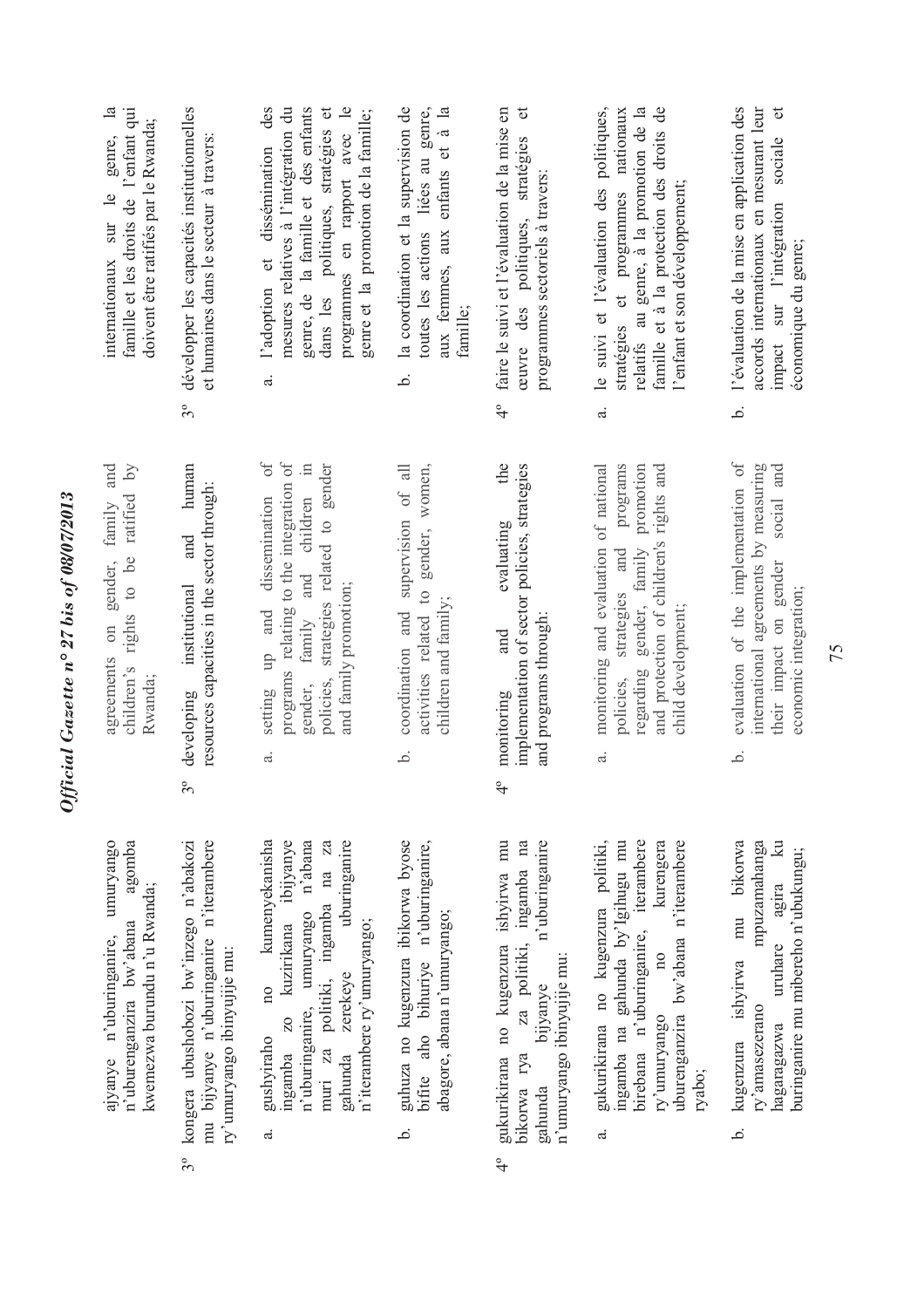ajyanye n'uburinganire, umuryango n'uburenganzira bw'abana agomba kwemezwa burundu n'u Rwanda;

3° kongera ubushobozi bw'inzego n'abakozi mu bijyanye n'uburinganire n'iterambere ry'umuryango ibinyujije mu:

a. gushyiraho no kumenyekanisha ingamba zo kuzirikana ibijyanye n'uburinganire, umuryango n'abana muri za politiki, ingamba na za gahunda zerekeye uburinganire n'iterambere ry'umuryango;

b. guhuza no kugenzura ibikorwa byose bifite aho bihuriye n'uburinganire, abagore, abana n'umuryango;

4° gukurikirana no kugenzura ishyirwa mu bikorwa rya za politiki, ingamba na gahunda bijyanye n'uburinganire n'umuryango ibinyujije mu:

a. gukurikirana no kugenzura politiki, ingamba na gahunda by'Igihugu mu birebana n'uburinganire, iterambere ry'umuryango no kurengera uburenganzira bw'abana n'iterambere ryabo;

b. kugenzura ishyirwa mu bikorwa ry'amasezerano mpuzamahanga hagaragazwa uruhare agira ku buringanire mu mibereho n'ubukungu;

agreements on gender, family and children's rights to be ratified by Rwanda;

3° developing institutional and human resources capacities in the sector through:

a. setting up and dissemination of programs relating to the integration of gender, family and children in policies, strategies related to gender and family promotion;

b. coordination and supervision of all activities related to gender, women, children and family;

4° monitoring and evaluating the implementation of sector policies, strategies and programs through:

a. monitoring and evaluation of national policies, strategies and programs regarding gender, family promotion and protection of children's rights and child development;

b. evaluation of the implementation of international agreements by measuring their impact on gender social and economic integration;

internationaux sur le genre, la famille et les droits de l'enfant qui doivent être ratifiés par le Rwanda;

3° développer les capacités institutionnelles et humaines dans le secteur à travers:

a. l'adoption et dissémination des mesures relatives à l'intégration du genre, de la famille et des enfants dans les politiques, stratégies et programmes en rapport avec le genre et la promotion de la famille;

b. la coordination et la supervision de toutes les actions liées au genre, aux femmes, aux enfants et à la famille;

4° faire le suivi et l'évaluation de la mise en œuvre des politiques, stratégies et programmes sectoriels à travers:

a. le suivi et l'évaluation des politiques, stratégies et programmes nationaux relatifs au genre, à la promotion de la famille et à la protection des droits de l'enfant et son développement;

b. l'évaluation de la mise en application des accords internationaux en mesurant leur impact sur l'intégration sociale et économique du genre;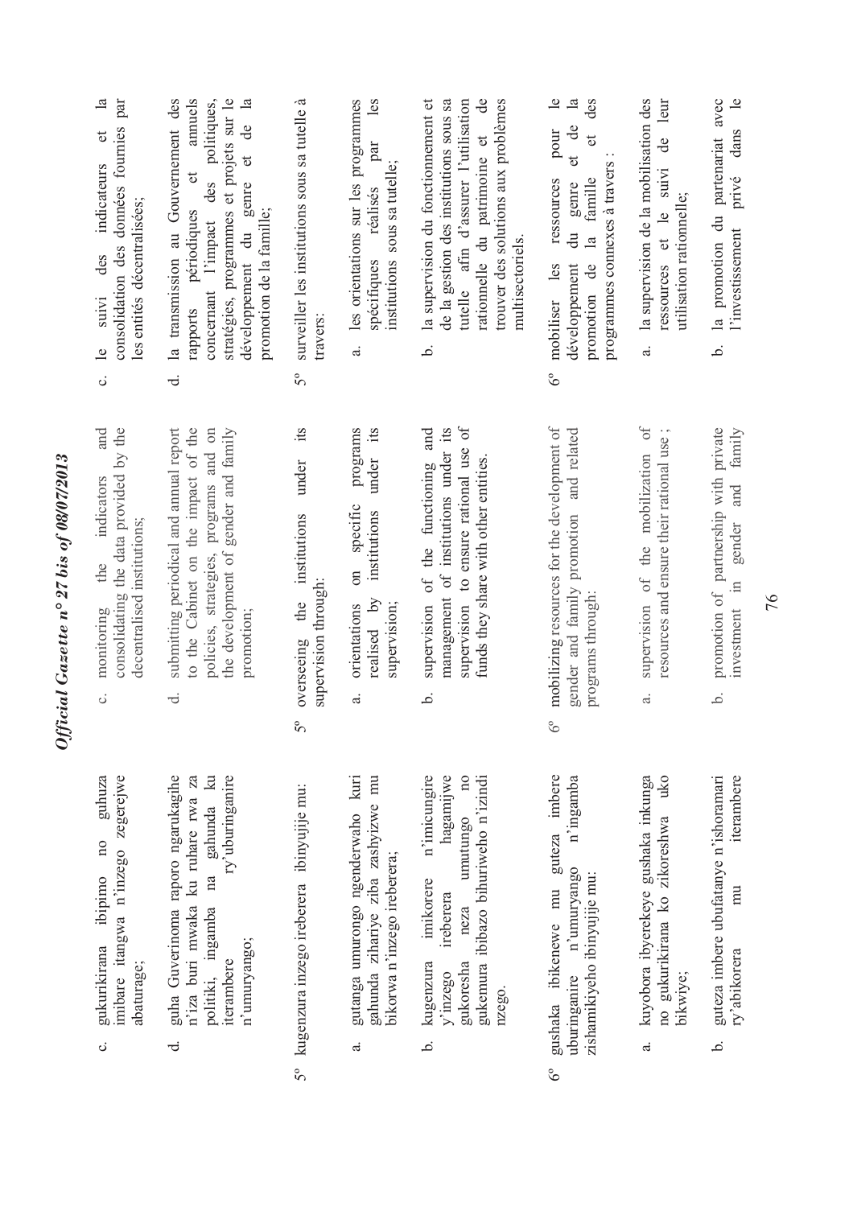c. gukurikirana ibipimo no guhuza imibare itangwa n'inzego zegerejwe abaturage;

d. guha Guverinoma raporo ngarukagihe n'iza buri mwaka ku ruhare rwa za politiki, ingamba na gahunda ku iterambere ry'uburinganire n'umuryango;

5° kugenzura inzego ireberera ibinyujije mu:

a. gutanga umurongo ngenderwaho kuri gahunda zihariye ziba zashyizwe mu bikorwa n'inzego ireberera;

b. kugenzura imikorere n'imicungire y'inzego ireberera hagamijwe gukoresha neza umutungo no gukemura ibibazo bihuriweho n'izindi nzego.

6° gushaka ibikenewe mu guteza imbere uburinganire n'umuryango n'ingamba zishamikiyeho ibinyujije mu:

a. kuyobora ibyerekeye gushaka inkunga no gukurikirana ko zikoreshwa uko bikwiye;

b. guteza imbere ubufatanye n'ishoramari ry'abikorera mu iterambere

c. monitoring the indicators and consolidating the data provided by the decentralised institutions;

d. submitting periodical and annual report to the Cabinet on the impact of the policies, strategies, programs and on the development of gender and family promotion;

5° overseeing the institutions under its supervision through:

a. orientations on specific programs realised by institutions under its supervision;

b. supervision of the functioning and management of institutions under its supervision to ensure rational use of funds they share with other entities.

6° mobilizing resources for the development of gender and family promotion and related programs through:

a. supervision of the mobilization of resources and ensure their rational use ;

b. promotion of partnership with private investment in gender and family

c. le suivi des indicateurs et la consolidation des données fournies par les entités décentralisées;

d. la transmission au Gouvernement des rapports périodiques et annuels concernant l'impact des politiques, stratégies, programmes et projets sur le développement du genre et de la promotion de la famille;

5° surveiller les institutions sous sa tutelle à travers:

a. les orientations sur les programmes spécifiques réalisés par les institutions sous sa tutelle;

b. la supervision du fonctionnement et de la gestion des institutions sous sa tutelle afin d'assurer l'utilisation rationnelle du patrimoine et de trouver des solutions aux problèmes multisectoriels.

6° mobiliser les ressources pour le développement du genre et de la promotion de la famille et des programmes connexes à travers :

a. la supervision de la mobilisation des ressources et le suivi de leur utilisation rationnelle;

b. la promotion du partenariat avec l'investissement privé dans le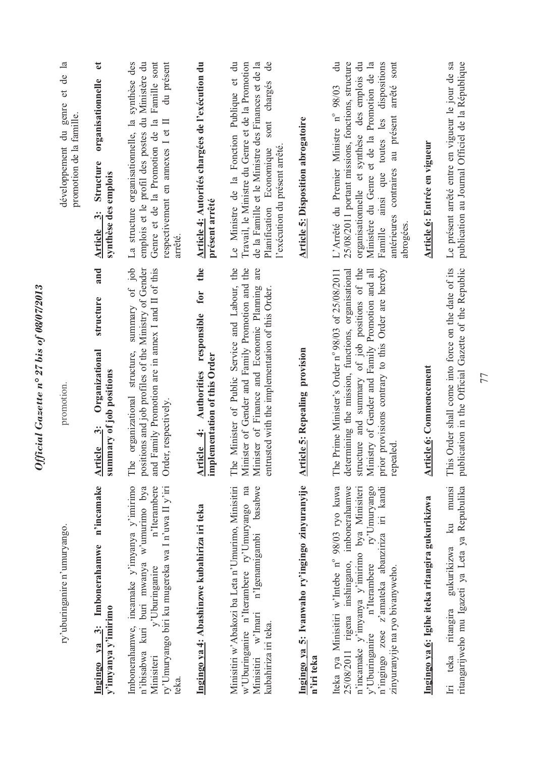ry'uburinganire n'umuryango.

promotion.

développement du genre et de la promotion de la famille.

**Ingingo ya 3: Imbonerahamwe n'incamake y'imyanya y'imirimo**

Imbonerahamwe, incamake y'imyanya y'imirimo n'ibisabwa kuri buri mwanya w'umurimo bya Minisiteri y'Uburinganire n'Iterambere ry'Umuryango biri ku mugereka wa I n'uwa II y'iri teka.

**Article 3: Organizational structure and summary of job positions**

The organizational structure, summary of job positions and job profiles of the Ministry of Gender and Family Promotion are in annex I and II of this Order, respectively.

**Article 3: Structure organisationnelle et synthèse des emplois**

La structure organisationnelle, la synthèse des emplois et le profil des postes du Ministère du Genre et de la Promotion de la Famille sont respectivement en annexes I et II du présent arrêté.

**Ingingo ya 4: Abashinzwe kubahiriza iri teka**

Minisitiri w'Abakozi ba Leta n'Umurimo, Minisitiri w'Uburinganire n'Iterambere ry'Umuryango na Minisitiri w'Imari n'Igenamigambi basabwe kubahiriza iri teka.

**Article 4: Authorities responsible for the implementation of this Order**

The Minister of Public Service and Labour, the Minister of Gender and Family Promotion and the Minister of Finance and Economic Planning are entrusted with the implementation of this Order.

**Article 4: Autorités chargées de l'exécution du présent arrêté**

Le Ministre de la Fonction Publique et du Travail, le Ministre du Genre et de la Promotion de la Famille et le Ministre des Finances et de la Planification Economique sont chargés de l'exécution du présent arrêté.

**Ingingo ya 5: Ivanwaho ry'ingingo zinyuranyije n'iri teka**

Iteka rya Minisitiri w'Intebe n° 98/03 ryo kuwa 25/08/2011 rigena inshingano, imbonerahamwe n'incamake y'imyanya y'imirimo bya Minisiteri y'Uburinganire n'Iterambere ry'Umuryango n'ingingo zose z'amateka abanziriza iri kandi zinyuranyije na ryo bivanyweho.

**Article 5: Repealing provision**

The Prime Minister's Order n° 98/03 of 25/08/2011 determining the mission, functions, organisational structure and summary of job positions of the Ministry of Gender and Family Promotion and all prior provisions contrary to this Order are hereby repealed.

**Article 5: Disposition abrogatoire**

L'Arrêté du Premier Ministre n° 98/03 du 25/08/2011 portant missions, fonctions, structure organisationnelle et synthèse des emplois du Ministère du Genre et de la Promotion de la Famille ainsi que toutes les dispositions antérieures contraires au présent arrêté sont abrogées.

**Ingingo ya 6: Igihe iteka ritangira gukurikizwa**

Iri teka ritangira gukurikizwa ku munsi ritangarijweho mu Igazeti ya Leta ya Repubulika

**Article 6: Commencement**

This Order shall come into force on the date of its publication in the Official Gazette of the Republic

**Article 6: Entrée en vigueur**

Le présent arrêté entre en vigueur le jour de sa publication au Journal Officiel de la République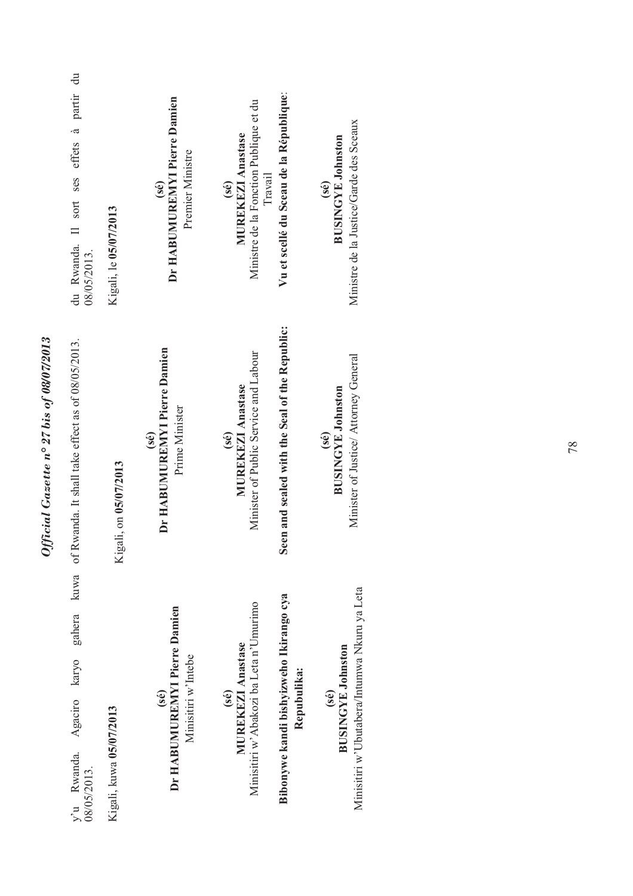y'u Rwanda. Agaciro karyo gahera kuwa 08/05/2013.

Kigali, kuwa **05/07/2013**

**(sé)**
**Dr HABUMUREMYI Pierre Damien**
Minisitiri w'Intebe

**(sé)**
**MUREKEZI Anastase**
Minisitiri w'Abakozi ba Leta n'Umurimo

**Bibonywe kandi bishyizweho Ikirango cya Repubulika:**

**(sé)**
**BUSINGYE Johnston**
Minisitiri w'Ubutabera/Intumwa Nkuru ya Leta

of Rwanda. It shall take effect as of 08/05/2013.

Kigali, on **05/07/2013**

**(sé)**
**Dr HABUMUREMYI Pierre Damien**
Prime Minister

**(sé)**
**MUREKEZI Anastase**
Minister of Public Service and Labour

**Seen and sealed with the Seal of the Republic:**

**(sé)**
**BUSINGYE Johnston**
Minister of Justice/ Attorney General

du Rwanda. Il sort ses effets à partir du 08/05/2013.

Kigali, le **05/07/2013**

**(sé)**
**Dr HABUMUREMYI Pierre Damien**
Premier Ministre

**(sé)**
**MUREKEZI Anastase**
Ministre de la Fonction Publique et du Travail

**Vu et scellé du Sceau de la République**:

**(sé)**
**BUSINGYE Johnston**
Ministre de la Justice/Garde des Sceaux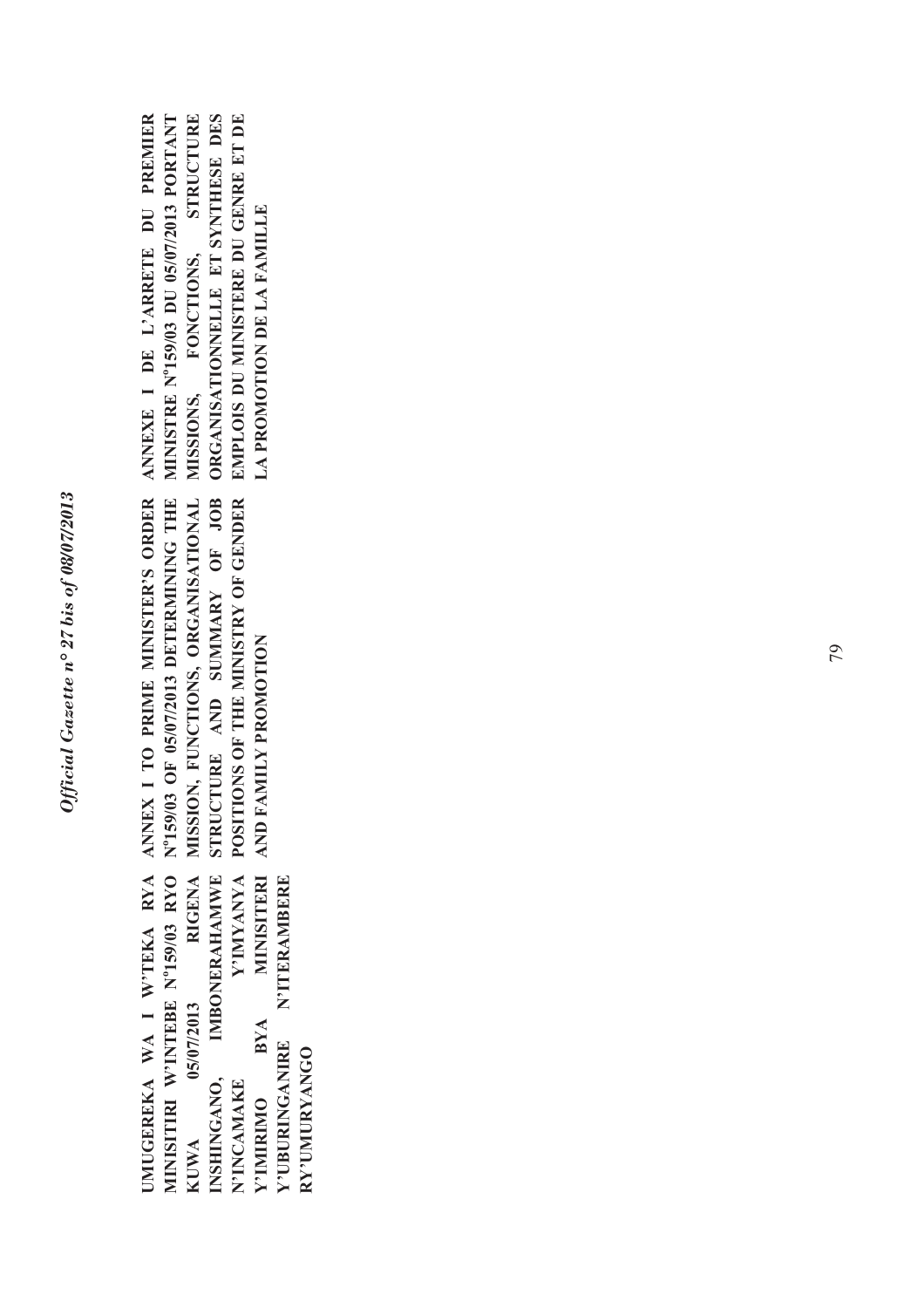**UMUGEREKA WA I W'ITEKA RYA MINISITIRI W'INTEBE N°159/03 RYO KUWA 05/07/2013 RIGENA INSHINGANO, IMBONERAHAMWE N'INCAMAKE Y'IMYANYA Y'IMIRIMO BYA MINISITERI Y'UBURINGANIRE N'ITERAMBERE RY'UMURYANGO**

**ANNEX I TO PRIME MINISTER'S ORDER N°159/03 OF 05/07/2013 DETERMINING THE MISSION, FUNCTIONS, ORGANISATIONAL STRUCTURE AND SUMMARY OF JOB POSITIONS OF THE MINISTRY OF GENDER AND FAMILY PROMOTION**

**ANNEXE I DE L'ARRETE DU PREMIER MINISTRE N°159/03 DU 05/07/2013 PORTANT MISSIONS, FONCTIONS, STRUCTURE ORGANISATIONNELLE ET SYNTHESE DES EMPLOIS DU MINISTERE DU GENRE ET DE LA PROMOTION DE LA FAMILLE**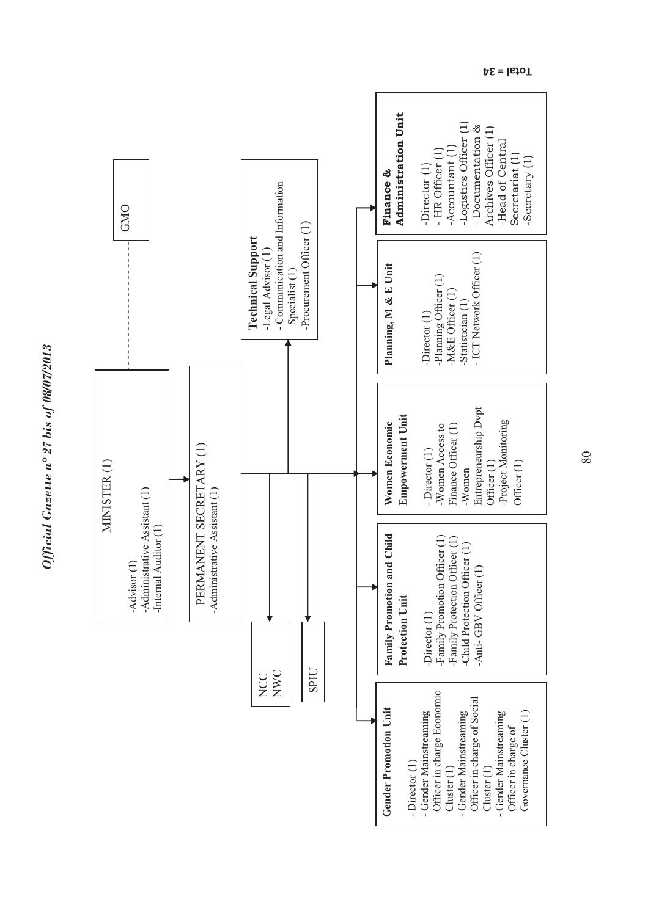MINISTER (1)

- Advisor (1)
- Administrative Assistant (1)
- Internal Auditor (1)

GMO

PERMANENT SECRETARY (1)

- Administrative Assistant (1)

NCC
NWC

SPIU

**Technical Support**

- Legal Advisor (1)
- Communication and Information Specialist (1)
- Procurement Officer (1)

**Gender Promotion Unit**

- Director (1)
- Gender Mainstreaming Officer in charge Economic Cluster (1)
- Gender Mainstreaming Officer in charge of Social Cluster (1)
- Gender Mainstreaming Officer in charge of Governance Cluster (1)

**Family Promotion and Child Protection Unit**

- Director (1)
- Family Promotion Officer (1)
- Family Protection Officer (1)
- Child Protection Officer (1)
- Anti- GBV Officer (1)

**Women Economic Empowerment Unit**

- Director (1)
- Women Access to Finance Officer (1)
- Women Entrepreneurship Dvpt Officer (1)
- Project Monitoring Officer (1)

**Planning, M & E Unit**

- Director (1)
- Planning Officer (1)
- M&E Officer (1)
- Statistician (1)
- ICT Network Officer (1)

**Finance & Administration Unit**

- Director (1)
- HR Officer (1)
- Accountant (1)
- Logistics Officer (1)
- Documentation & Archives Officer (1)
- Head of Central Secretariat (1)
- Secretary (1)

Total = 34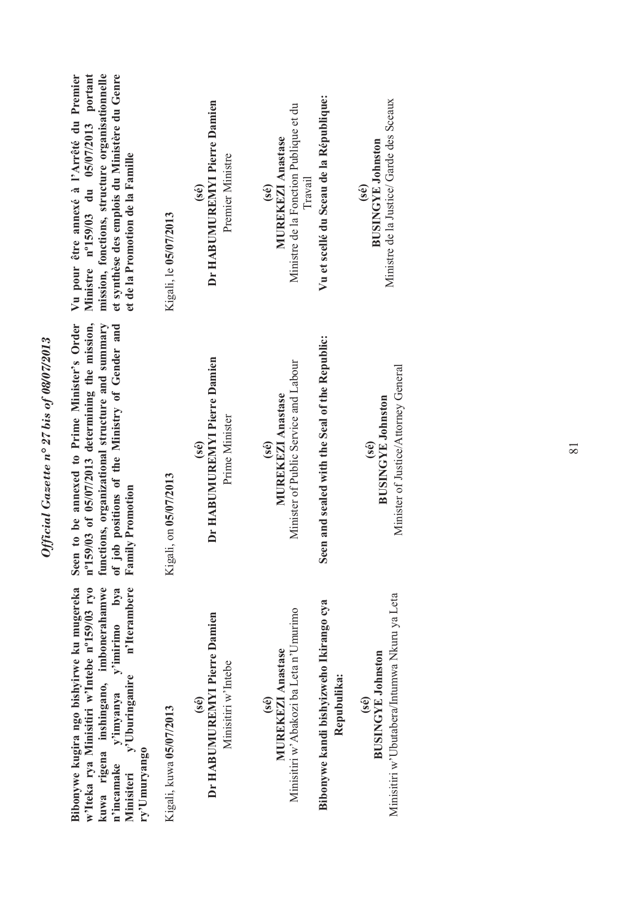**Bibonywe kugira ngo bishyirwe ku mugereka w'Iteka rya Minisitiri w'Intebe n°159/03 ryo kuwa rigena inshingano, imbonerahamwe n'incamake y'imyanya y'imirimo bya Minisiteri y'Uburinganire n'Iterambere ry'Umuryango**

Kigali, kuwa **05/07/2013**

**(sé)**
**Dr HABUMUREMYI Pierre Damien**
Minisitiri w'Intebe

**(sé)**
**MUREKEZI Anastase**
Minisitiri w'Abakozi ba Leta n'Umurimo

**Bibonywe kandi bishyizweho Ikirango cya Repubulika:**

**(sé)**
**BUSINGYE Johnston**
Minisitiri w'Ubutabera/Intumwa Nkuru ya Leta

**Seen to be annexed to Prime Minister's Order n°159/03 of 05/07/2013 determining the mission, functions, organizational structure and summary of job positions of the Ministry of Gender and Family Promotion**

Kigali, on **05/07/2013**

**(sé)**
**Dr HABUMUREMYI Pierre Damien**
Prime Minister

**(sé)**
**MUREKEZI Anastase**
Minister of Public Service and Labour

**Seen and sealed with the Seal of the Republic:**

**(sé)**
**BUSINGYE Johnston**
Minister of Justice/Attorney General

**Vu pour être annexé à l'Arrêté du Premier Ministre n°159/03 du 05/07/2013 portant mission, fonctions, structure organisationnelle et synthèse des emplois du Ministère du Genre et de la Promotion de la Famille**

Kigali, le **05/07/2013**

**(sé)**
**Dr HABUMUREMYI Pierre Damien**
Premier Ministre

**(sé)**
**MUREKEZI Anastase**
Ministre de la Fonction Publique et du Travail

**Vu et scellé du Sceau de la République:**

**(sé)**
**BUSINGYE Johnston**
Ministre de la Justice/ Garde des Sceaux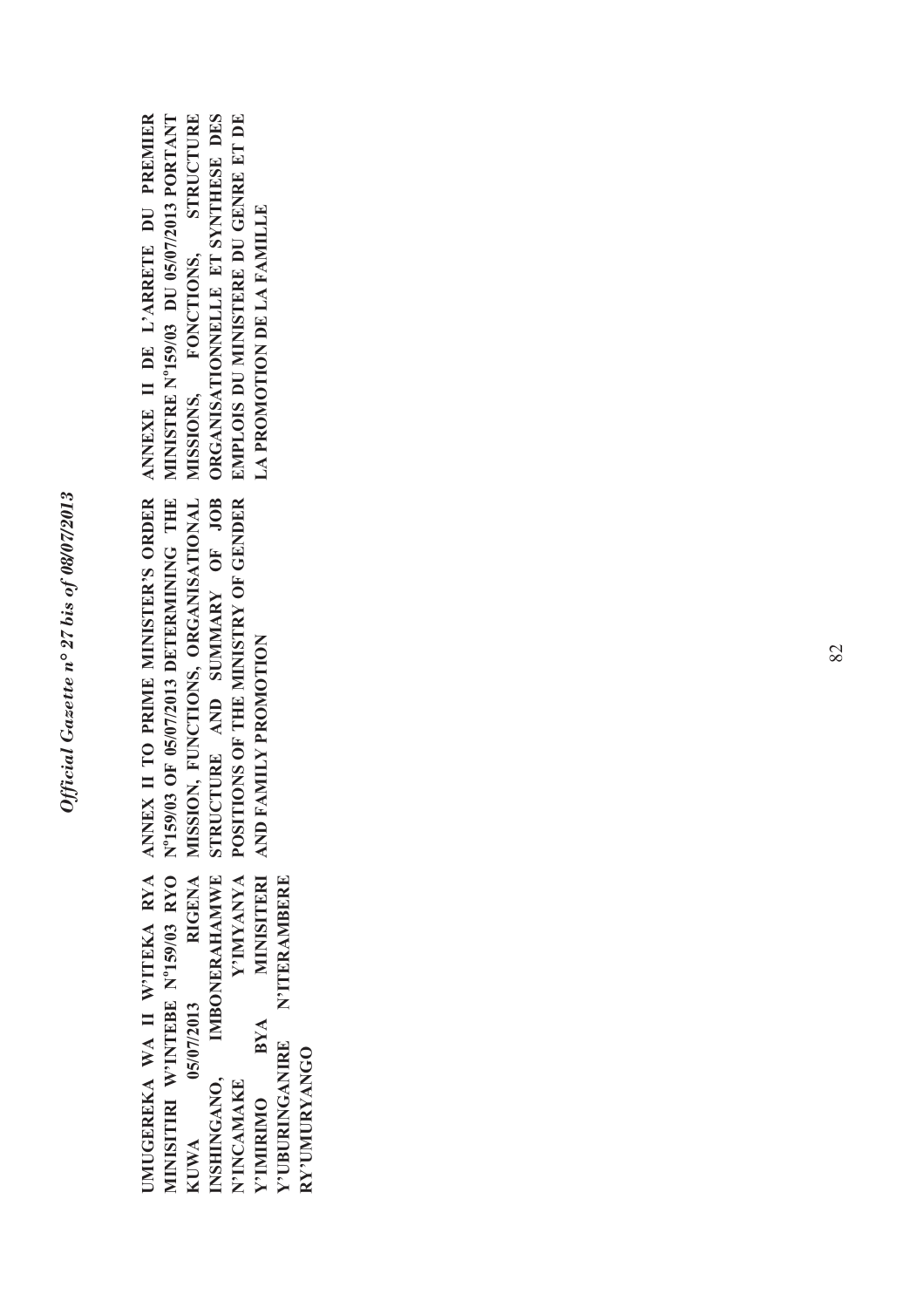**UMUGEREKA WA II W'ITEKA RYA MINISITIRI W'INTEBE N°159/03 RYO KUWA 05/07/2013 RIGENA INSHINGANO, IMBONERAHAMWE N'INCAMAKE Y'IMYANYA Y'IMIRIMO BYA MINISITERI Y'UBURINGANIRE N'ITERAMBERE RY'UMURYANGO**

**ANNEX II TO PRIME MINISTER'S ORDER N°159/03 OF 05/07/2013 DETERMINING THE MISSION, FUNCTIONS, ORGANISATIONAL STRUCTURE AND SUMMARY OF JOB POSITIONS OF THE MINISTRY OF GENDER AND FAMILY PROMOTION**

**ANNEXE II DE L'ARRETE DU PREMIER MINISTRE N°159/03 DU 05/07/2013 PORTANT MISSIONS, FONCTIONS, STRUCTURE ORGANISATIONNELLE ET SYNTHESE DES EMPLOIS DU MINISTERE DU GENRE ET DE LA PROMOTION DE LA FAMILLE**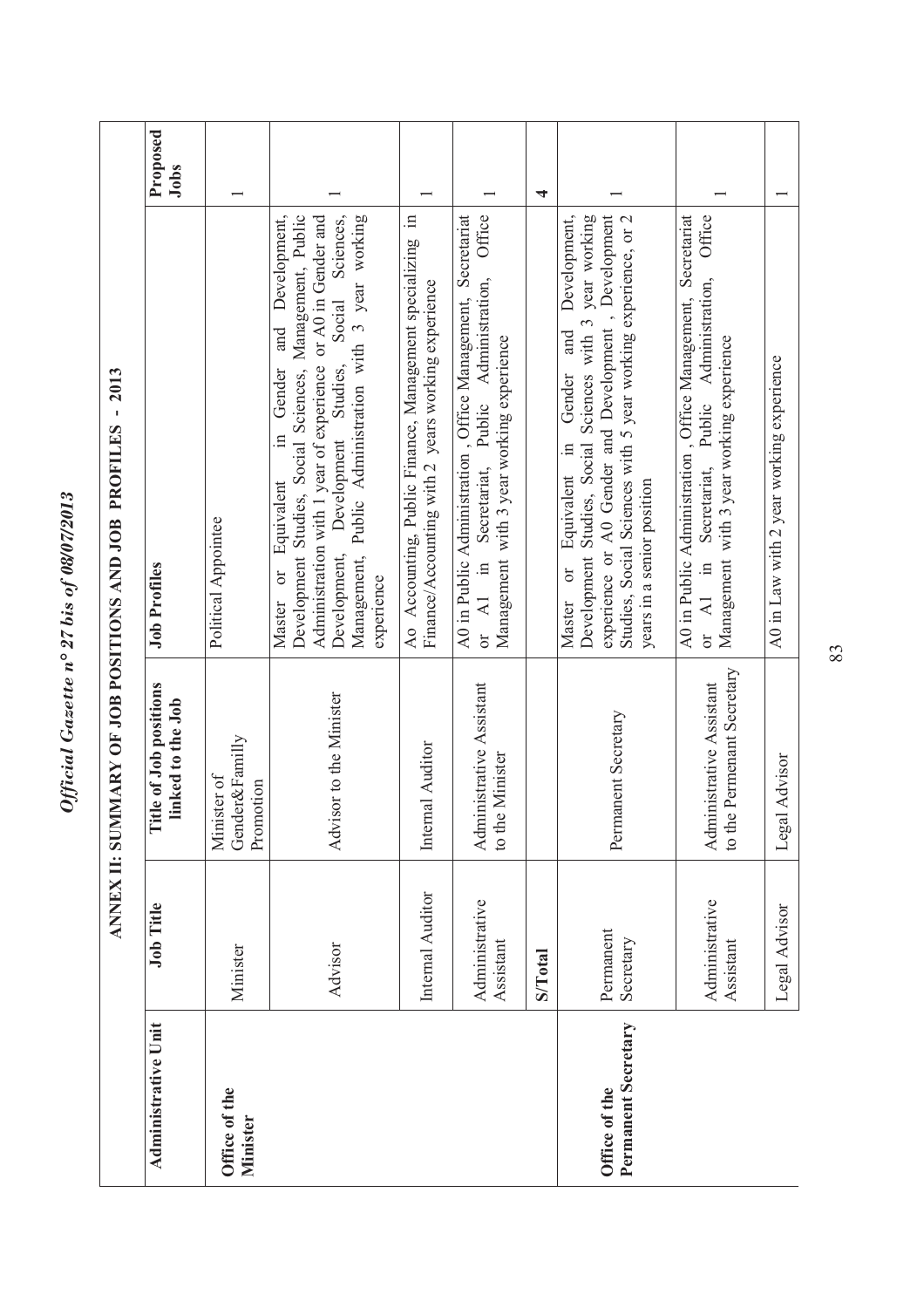## ANNEX II: SUMMARY OF JOB POSITIONS AND JOB PROFILES - 2013

| Administrative Unit | Job Title | Title of Job positions linked to the Job | Job Profiles | Proposed Jobs |
|---|---|---|---|---|
| **Office of the Minister** | Minister | Minister of Gender&Familly Promotion | Political Appointee | 1 |
| | Advisor | Advisor to the Minister | Master or Equivalent in Gender and Development, Development Studies, Social Sciences, Management, Public Administration with 1 year of experience or A0 in Gender and Development, Development Studies, Social Sciences, Management, Public Administration with 3 year working experience | 1 |
| | Internal Auditor | Internal Auditor | Ao Accounting, Public Finance, Management specializing in Finance/Accounting with 2 years working experience | 1 |
| | Administrative Assistant | Administrative Assistant to the Minister | A0 in Public Administration , Office Management, Secretariat or A1 in Secretariat, Public Administration, Office Management with 3 year working experience | 1 |
| | **S/Total** | | | **4** |
| **Office of the Permanent Secretary** | Permanent Secretary | Permanent Secretary | Master or Equivalent in Gender and Development, Development Studies, Social Sciences with 3 year working experience or A0 Gender and Development , Development Studies, Social Sciences with 5 year working experience, or 2 years in a senior position | 1 |
| | Administrative Assistant | Administrative Assistant to the Permenant Secretary | A0 in Public Administration , Office Management, Secretariat or A1 in Secretariat, Public Administration, Office Management with 3 year working experience | 1 |
| | Legal Advisor | Legal Advisor | A0 in Law with 2 year working experience | 1 |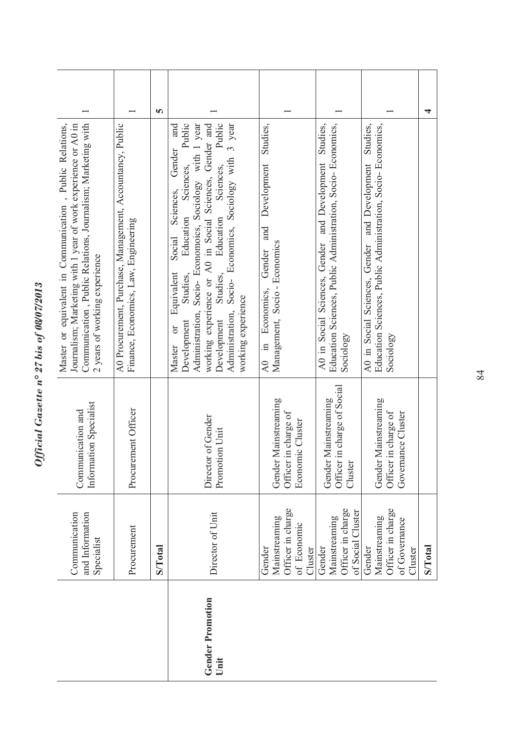| | | | | |
|---|---|---|---|---|
| | Communication and Information Specialist | Communication and Information Specialist | Master or equivalent in Communication , Public Relations, Journalism; Marketing with 1 year of work experience or A0 in Communication , Public Relations, Journalism; Marketing with 2 years of working experience | 1 |
| | Procurement | Procurement Officer | A0 Procurement, Purchase, Management, Accountancy, Public Finance, Economics, Law, Engineering | 1 |
| | **S/Total** | | | **5** |
| **Gender Promotion Unit** | Director of Unit | Director of Gender Promotion Unit | Master or Equivalent Social Sciences, Gender and Development Studies, Education Sciences, Public Administration, Socio- Economoics, Sociology with 1 year working experience or A0 in Social Sciences, Gender and Development Studies, Education Sciences, Public Administration, Socio- Economics, Sociology with 3 year working experience | 1 |
| | Gender Mainstreaming Officer in charge of Economic Cluster | Gender Mainstreaming Officer in charge of Economic Cluster | A0 in Economics, Gender and Development Studies, Management, Socio - Economics | 1 |
| | Gender Mainstreaming Officer in charge of Social Cluster | Gender Mainstreaming Officer in charge of Social Cluster | A0 in Social Sciences, Gender and Development Studies, Education Sciences, Public Administration, Socio- Economics, Sociology | 1 |
| | Gender Mainstreaming Officer in charge of Governance Cluster | Gender Mainstreaming Officer in charge of Governance Cluster | A0 in Social Sciences, Gender and Development Studies, Education Sciences, Public Administration, Socio- Economics, Sociology | 1 |
| | **S/Total** | | | **4** |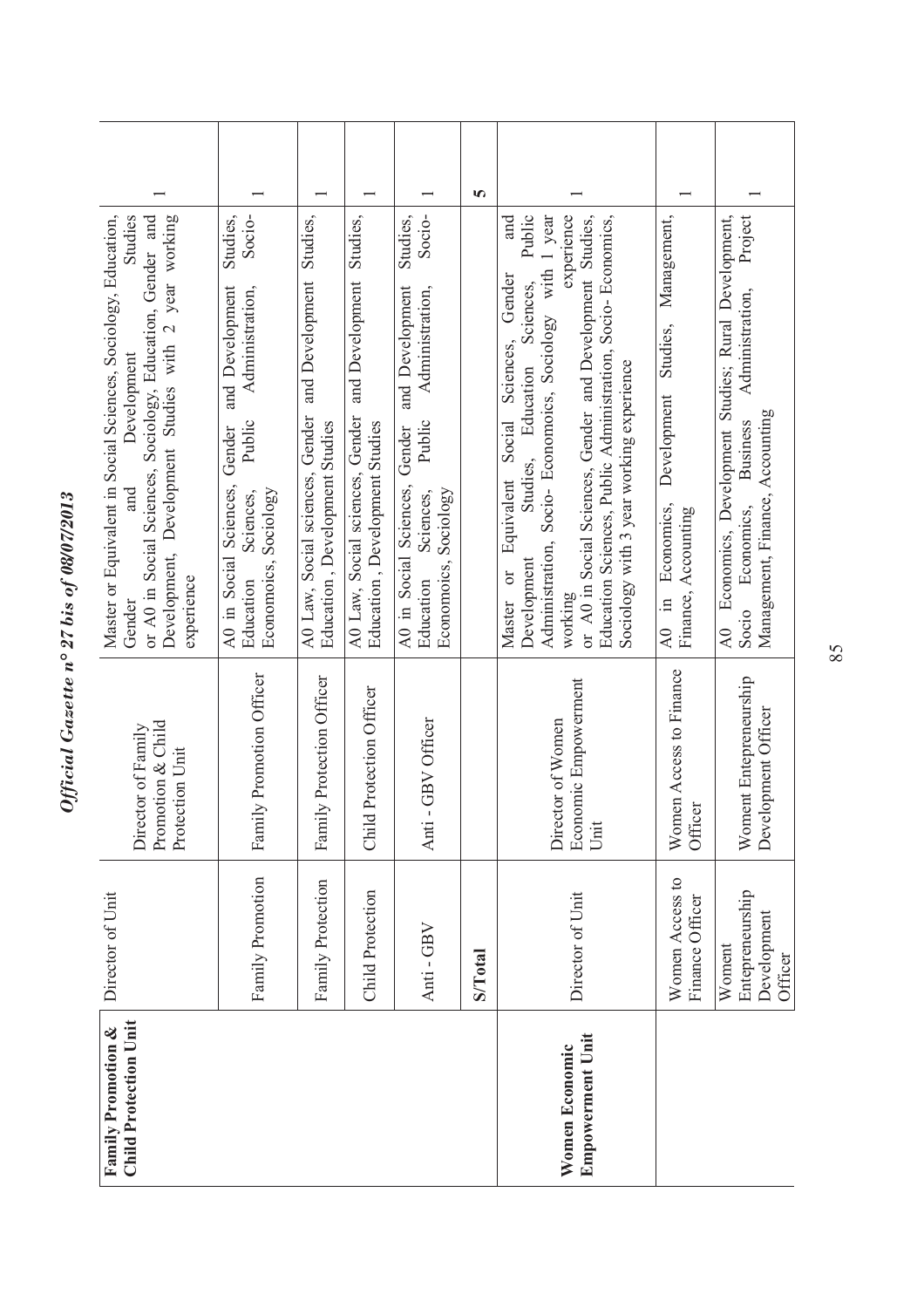*Official Gazette n° 27 bis of 08/07/2013*

| | | | | |
|---|---|---|---|---|
| **Family Promotion & Child Protection Unit** | Director of Unit | Director of Family Promotion & Child Protection Unit | Master or Equivalent in Social Sciences, Sociology, Education, Gender and Development Studies or A0 in Social Sciences, Sociology, Education, Gender and Development, Development Studies with 2 year working experience | 1 |
| | Family Promotion | Family Promotion Officer | A0 in Social Sciences, Gender and Development Studies, Education Sciences, Public Administration, Socio-Economoics, Sociology | 1 |
| | Family Protection | Family Protection Officer | A0 Law, Social sciences, Gender and Development Studies, Education, Development Studies | 1 |
| | Child Protection | Child Protection Officer | A0 Law, Social sciences, Gender and Development Studies, Education, Development Studies | 1 |
| | Anti - GBV | Anti - GBV Officer | A0 in Social Sciences, Gender and Development Studies, Education Sciences, Public Administration, Socio-Economoics, Sociology | 1 |
| | **S/Total** | | | **5** |
| **Women Economic Empowerment Unit** | Director of Unit | Director of Women Economic Empowerment Unit | Master or Equivalent Social Sciences, Gender and Development Studies, Education Sciences, Public Administration, Socio- Economoics, Sociology with 1 year working experience or A0 in Social Sciences, Gender and Development Studies, Education Sciences, Public Administration, Socio- Economics, Sociology with 3 year working experience | 1 |
| | Women Access to Finance Officer | Women Access to Finance Officer | A0 in Economics, Development Studies, Management, Finance, Accounting | 1 |
| | Woment Entepreneurship Development Officer | Woment Entepreneurship Development Officer | A0 Economics, Development Studies; Rural Development, Socio Economics, Business Administration, Project Management, Finance, Accounting | 1 |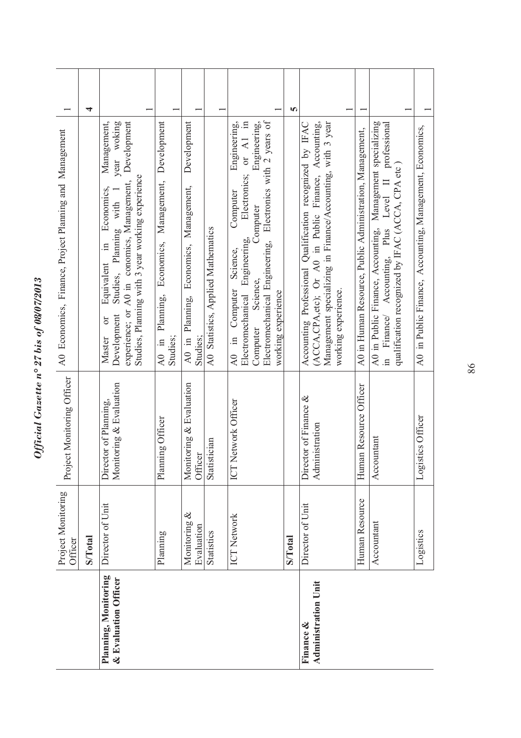| | Project Monitoring Officer | Project Monitoring Officer | A0 Economics, Finance, Project Planning and Management | 1 |
|---|---|---|---|---|
| | **S/Total** | | | **4** |
| **Planning, Monitoring & Evaluation Officer** | Director of Unit | Director of Planning, Monitoring & Evaluation | Master or Equivalent in Economics, Management, Development Studies, Planning with 1 year woking experience; or A0 in conomics, Management, Development Studies, Planning with 3 year working experience | 1 |
| | Planning | Planning Officer | A0 in Planning, Economics, Management, Development Studies; | 1 |
| | Monitoring & Evaluation | Monitoring & Evaluation Officer | A0 in Planning, Economics, Management, Development Studies; | 1 |
| | Statistics | Statistician | A0 Statistics, Applied Mathematics | 1 |
| | ICT Network | ICT Network Officer | A0 in Computer Science, Computer Engineering, Electromechanical Engineering, Electronics; or A1 in Computer Science, Computer Engineering, Electromechanical Engineering, Electronics with 2 years of working experience | 1 |
| | **S/Total** | | | **5** |
| **Finance & Administration Unit** | Director of Unit | Director of Finance & Administration | Accounting Professional Qualification recognized by IFAC (ACCA,CPA,etc); Or A0 in Public Finance, Accounting, Management specializing in Finance/Accounting, with 3 year working experience. | 1 |
| | Human Resource | Human Resource Officer | A0 in Human Resource, Public Administration, Management, | 1 |
| | Accountant | Accountant | A0 in Public Finance, Accounting, Management specializing in Finance/ Accounting, Plus Level II professional qualification recognized by IFAC (ACCA, CPA etc ) | 1 |
| | Logistics | Logistics Officer | A0 in Public Finance, Accounting, Management, Economics, | 1 |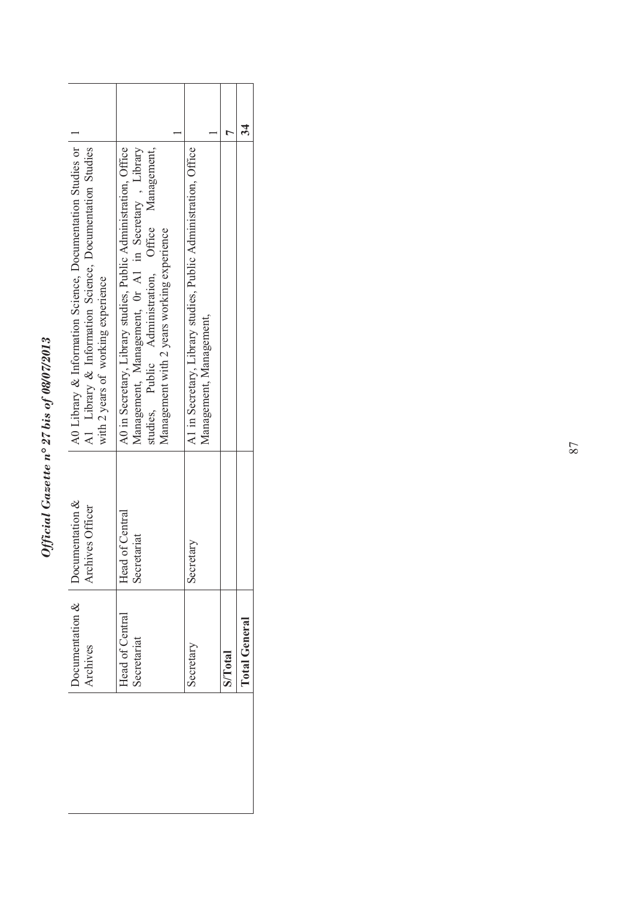| | Documentation & Archives | Documentation & Archives Officer | A0 Library & Information Science, Documentation Studies or A1 Library & Information Science, Documentation Studies with 2 years of working experience | 1 |
|---|---|---|---|---|
| | Head of Central Secretariat | Head of Central Secretariat | A0 in Secretary, Library studies, Public Administration, Office Management, Management, 0r A1 in Secretary , Library studies, Public Administration, Office Management, Management with 2 years working experience | 1 |
| | Secretary | Secretary | A1 in Secretary, Library studies, Public Administration, Office Management, Management, | 1 |
| | **S/Total** | | | **7** |
| | **Total General** | | | **34** |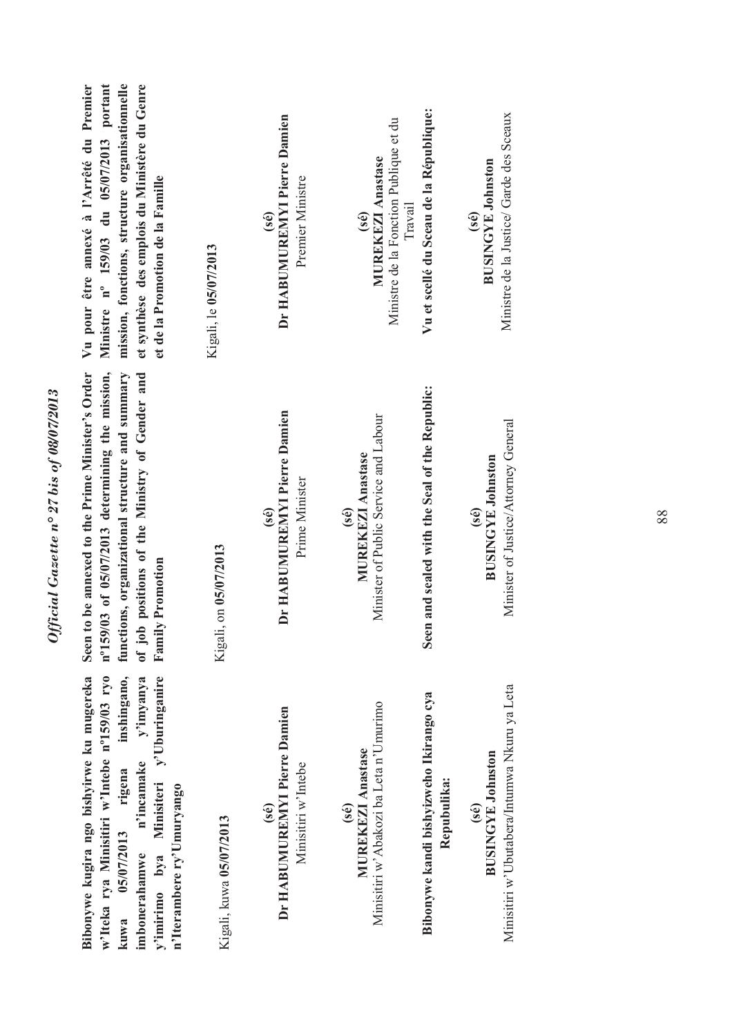**Bibonywe kugira ngo bishyirwe ku mugereka w'Iteka rya Minisitiri w'Intebe nº159/03 ryo kuwa 05/07/2013 rigena inshingano, imbonerahamwe n'incamake y'imyanya y'imirimo bya Minisiteri y'Uburinganire n'Iterambere ry'Umuryango**

Kigali, kuwa **05/07/2013**

**(sé)**
**Dr HABUMUREMYI Pierre Damien**
Minisitiri w'Intebe

**(sé)**
**MUREKEZI Anastase**
Minisitiri w'Abakozi ba Leta n'Umurimo

**Bibonywe kandi bishyizweho Ikirango cya Repubulika:**

**(sé)**
**BUSINGYE Johnston**
Minisitiri w'Ubutabera/Intumwa Nkuru ya Leta

**Seen to be annexed to the Prime Minister's Order nº159/03 of 05/07/2013 determining the mission, functions, organizational structure and summary of job positions of the Ministry of Gender and Family Promotion**

Kigali, on **05/07/2013**

**(sé)**
**Dr HABUMUREMYI Pierre Damien**
Prime Minister

**(sé)**
**MUREKEZI Anastase**
Minister of Public Service and Labour

**Seen and sealed with the Seal of the Republic:**

**(sé)**
**BUSINGYE Johnston**
Minister of Justice/Attorney General

**Vu pour être annexé à l'Arrêté du Premier Ministre nº 159/03 du 05/07/2013 portant mission, fonctions, structure organisationnelle et synthèse des emplois du Ministère du Genre et de la Promotion de la Famille**

Kigali, le **05/07/2013**

**(sé)**
**Dr HABUMUREMYI Pierre Damien**
Premier Ministre

**(sé)**
**MUREKEZI Anastase**
Ministre de la Fonction Publique et du Travail

**Vu et scellé du Sceau de la République:**

**(sé)**
**BUSINGYE Johnston**
Ministre de la Justice/ Garde des Sceaux